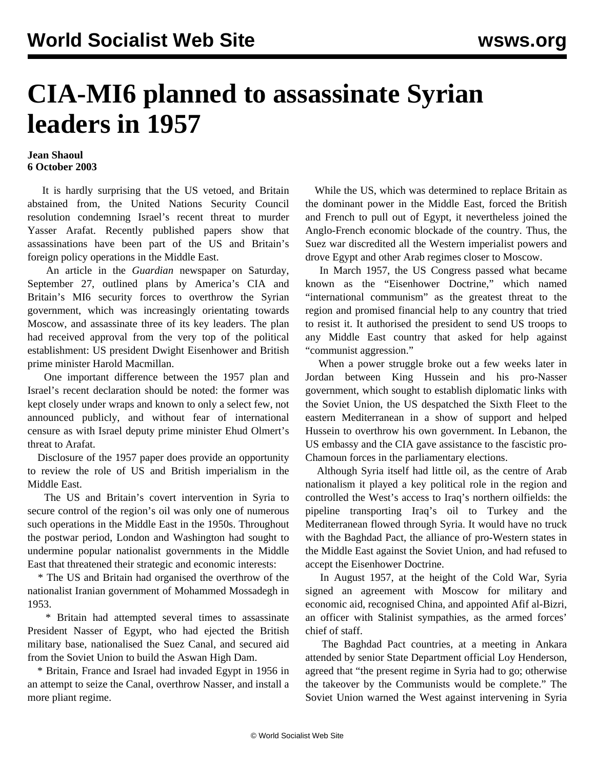# CIA-MI6 planned to assassinate Syrian leaders in 1957

**Jean Shaoul**
**6 October 2003**

It is hardly surprising that the US vetoed, and Britain abstained from, the United Nations Security Council resolution condemning Israel's recent threat to murder Yasser Arafat. Recently published papers show that assassinations have been part of the US and Britain's foreign policy operations in the Middle East.

An article in the *Guardian* newspaper on Saturday, September 27, outlined plans by America's CIA and Britain's MI6 security forces to overthrow the Syrian government, which was increasingly orientating towards Moscow, and assassinate three of its key leaders. The plan had received approval from the very top of the political establishment: US president Dwight Eisenhower and British prime minister Harold Macmillan.

One important difference between the 1957 plan and Israel's recent declaration should be noted: the former was kept closely under wraps and known to only a select few, not announced publicly, and without fear of international censure as with Israel deputy prime minister Ehud Olmert's threat to Arafat.

Disclosure of the 1957 paper does provide an opportunity to review the role of US and British imperialism in the Middle East.

The US and Britain's covert intervention in Syria to secure control of the region's oil was only one of numerous such operations in the Middle East in the 1950s. Throughout the postwar period, London and Washington had sought to undermine popular nationalist governments in the Middle East that threatened their strategic and economic interests:

* The US and Britain had organised the overthrow of the nationalist Iranian government of Mohammed Mossadegh in 1953.

* Britain had attempted several times to assassinate President Nasser of Egypt, who had ejected the British military base, nationalised the Suez Canal, and secured aid from the Soviet Union to build the Aswan High Dam.

* Britain, France and Israel had invaded Egypt in 1956 in an attempt to seize the Canal, overthrow Nasser, and install a more pliant regime.

While the US, which was determined to replace Britain as the dominant power in the Middle East, forced the British and French to pull out of Egypt, it nevertheless joined the Anglo-French economic blockade of the country. Thus, the Suez war discredited all the Western imperialist powers and drove Egypt and other Arab regimes closer to Moscow.

In March 1957, the US Congress passed what became known as the "Eisenhower Doctrine," which named "international communism" as the greatest threat to the region and promised financial help to any country that tried to resist it. It authorised the president to send US troops to any Middle East country that asked for help against "communist aggression."

When a power struggle broke out a few weeks later in Jordan between King Hussein and his pro-Nasser government, which sought to establish diplomatic links with the Soviet Union, the US despatched the Sixth Fleet to the eastern Mediterranean in a show of support and helped Hussein to overthrow his own government. In Lebanon, the US embassy and the CIA gave assistance to the fascistic pro-Chamoun forces in the parliamentary elections.

Although Syria itself had little oil, as the centre of Arab nationalism it played a key political role in the region and controlled the West's access to Iraq's northern oilfields: the pipeline transporting Iraq's oil to Turkey and the Mediterranean flowed through Syria. It would have no truck with the Baghdad Pact, the alliance of pro-Western states in the Middle East against the Soviet Union, and had refused to accept the Eisenhower Doctrine.

In August 1957, at the height of the Cold War, Syria signed an agreement with Moscow for military and economic aid, recognised China, and appointed Afif al-Bizri, an officer with Stalinist sympathies, as the armed forces' chief of staff.

The Baghdad Pact countries, at a meeting in Ankara attended by senior State Department official Loy Henderson, agreed that "the present regime in Syria had to go; otherwise the takeover by the Communists would be complete." The Soviet Union warned the West against intervening in Syria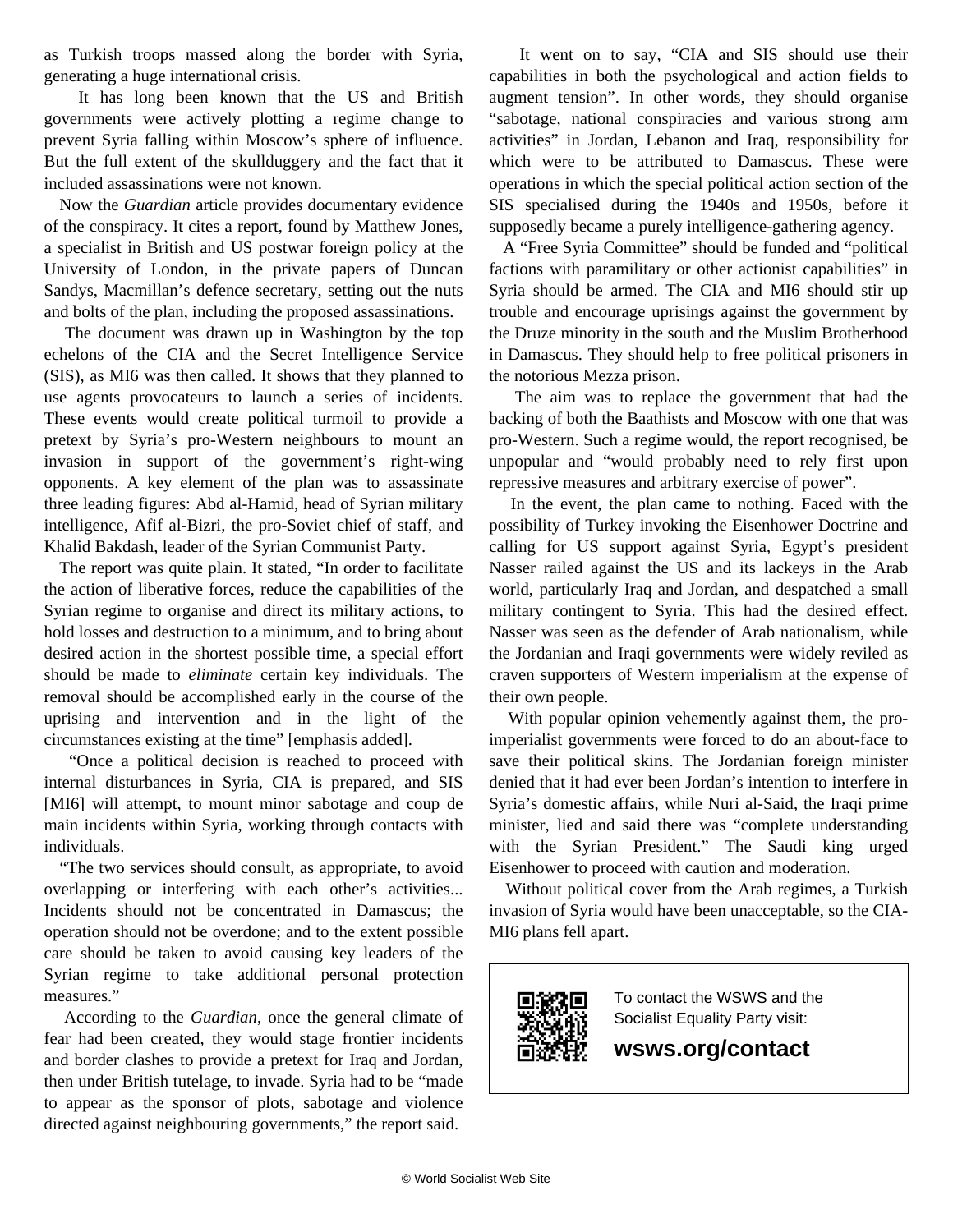as Turkish troops massed along the border with Syria, generating a huge international crisis.

It has long been known that the US and British governments were actively plotting a regime change to prevent Syria falling within Moscow's sphere of influence. But the full extent of the skullduggery and the fact that it included assassinations were not known.

Now the *Guardian* article provides documentary evidence of the conspiracy. It cites a report, found by Matthew Jones, a specialist in British and US postwar foreign policy at the University of London, in the private papers of Duncan Sandys, Macmillan's defence secretary, setting out the nuts and bolts of the plan, including the proposed assassinations.

The document was drawn up in Washington by the top echelons of the CIA and the Secret Intelligence Service (SIS), as MI6 was then called. It shows that they planned to use agents provocateurs to launch a series of incidents. These events would create political turmoil to provide a pretext by Syria's pro-Western neighbours to mount an invasion in support of the government's right-wing opponents. A key element of the plan was to assassinate three leading figures: Abd al-Hamid, head of Syrian military intelligence, Afif al-Bizri, the pro-Soviet chief of staff, and Khalid Bakdash, leader of the Syrian Communist Party.

The report was quite plain. It stated, "In order to facilitate the action of liberative forces, reduce the capabilities of the Syrian regime to organise and direct its military actions, to hold losses and destruction to a minimum, and to bring about desired action in the shortest possible time, a special effort should be made to *eliminate* certain key individuals. The removal should be accomplished early in the course of the uprising and intervention and in the light of the circumstances existing at the time" [emphasis added].

"Once a political decision is reached to proceed with internal disturbances in Syria, CIA is prepared, and SIS [MI6] will attempt, to mount minor sabotage and coup de main incidents within Syria, working through contacts with individuals.

"The two services should consult, as appropriate, to avoid overlapping or interfering with each other's activities... Incidents should not be concentrated in Damascus; the operation should not be overdone; and to the extent possible care should be taken to avoid causing key leaders of the Syrian regime to take additional personal protection measures."

According to the *Guardian*, once the general climate of fear had been created, they would stage frontier incidents and border clashes to provide a pretext for Iraq and Jordan, then under British tutelage, to invade. Syria had to be "made to appear as the sponsor of plots, sabotage and violence directed against neighbouring governments," the report said.

It went on to say, "CIA and SIS should use their capabilities in both the psychological and action fields to augment tension". In other words, they should organise "sabotage, national conspiracies and various strong arm activities" in Jordan, Lebanon and Iraq, responsibility for which were to be attributed to Damascus. These were operations in which the special political action section of the SIS specialised during the 1940s and 1950s, before it supposedly became a purely intelligence-gathering agency.

A "Free Syria Committee" should be funded and "political factions with paramilitary or other actionist capabilities" in Syria should be armed. The CIA and MI6 should stir up trouble and encourage uprisings against the government by the Druze minority in the south and the Muslim Brotherhood in Damascus. They should help to free political prisoners in the notorious Mezza prison.

The aim was to replace the government that had the backing of both the Baathists and Moscow with one that was pro-Western. Such a regime would, the report recognised, be unpopular and "would probably need to rely first upon repressive measures and arbitrary exercise of power".

In the event, the plan came to nothing. Faced with the possibility of Turkey invoking the Eisenhower Doctrine and calling for US support against Syria, Egypt's president Nasser railed against the US and its lackeys in the Arab world, particularly Iraq and Jordan, and despatched a small military contingent to Syria. This had the desired effect. Nasser was seen as the defender of Arab nationalism, while the Jordanian and Iraqi governments were widely reviled as craven supporters of Western imperialism at the expense of their own people.

With popular opinion vehemently against them, the pro-imperialist governments were forced to do an about-face to save their political skins. The Jordanian foreign minister denied that it had ever been Jordan's intention to interfere in Syria's domestic affairs, while Nuri al-Said, the Iraqi prime minister, lied and said there was "complete understanding with the Syrian President." The Saudi king urged Eisenhower to proceed with caution and moderation.

Without political cover from the Arab regimes, a Turkish invasion of Syria would have been unacceptable, so the CIA-MI6 plans fell apart.

To contact the WSWS and the Socialist Equality Party visit:

**wsws.org/contact**